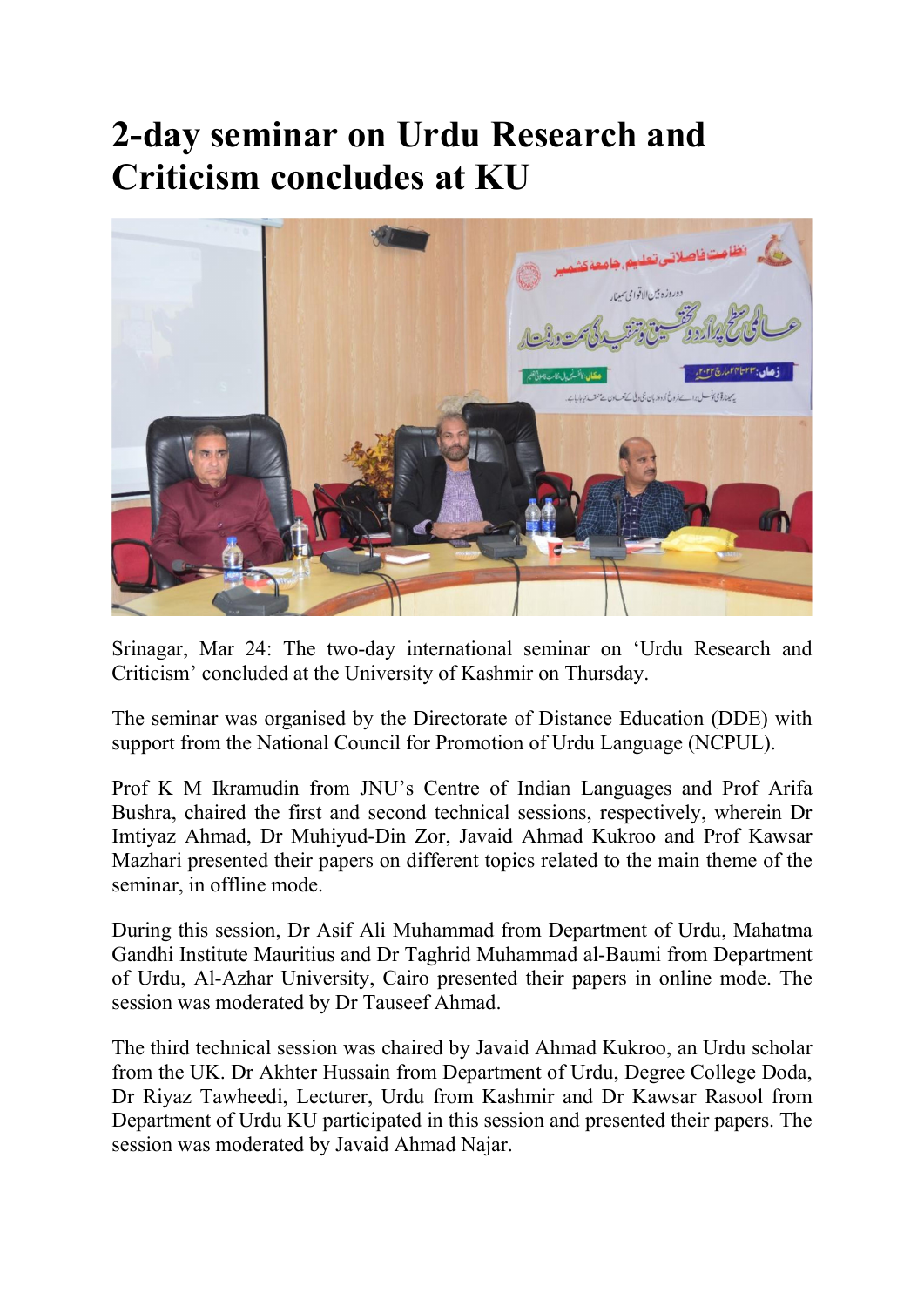# 2-day seminar on Urdu Research and Criticism concludes at KU

Srinagar, Mar 24: The two-day international seminar on 'Urdu Research and Criticism' concluded at the University of Kashmir on Thursday.

The seminar was organised by the Directorate of Distance Education (DDE) with support from the National Council for Promotion of Urdu Language (NCPUL).

Prof K M Ikramudin from JNU's Centre of Indian Languages and Prof Arifa Bushra, chaired the first and second technical sessions, respectively, wherein Dr Imtiyaz Ahmad, Dr Muhiyud-Din Zor, Javaid Ahmad Kukroo and Prof Kawsar Mazhari presented their papers on different topics related to the main theme of the seminar, in offline mode.

During this session, Dr Asif Ali Muhammad from Department of Urdu, Mahatma Gandhi Institute Mauritius and Dr Taghrid Muhammad al-Baumi from Department of Urdu, Al-Azhar University, Cairo presented their papers in online mode. The session was moderated by Dr Tauseef Ahmad.

The third technical session was chaired by Javaid Ahmad Kukroo, an Urdu scholar from the UK. Dr Akhter Hussain from Department of Urdu, Degree College Doda, Dr Riyaz Tawheedi, Lecturer, Urdu from Kashmir and Dr Kawsar Rasool from Department of Urdu KU participated in this session and presented their papers. The session was moderated by Javaid Ahmad Najar.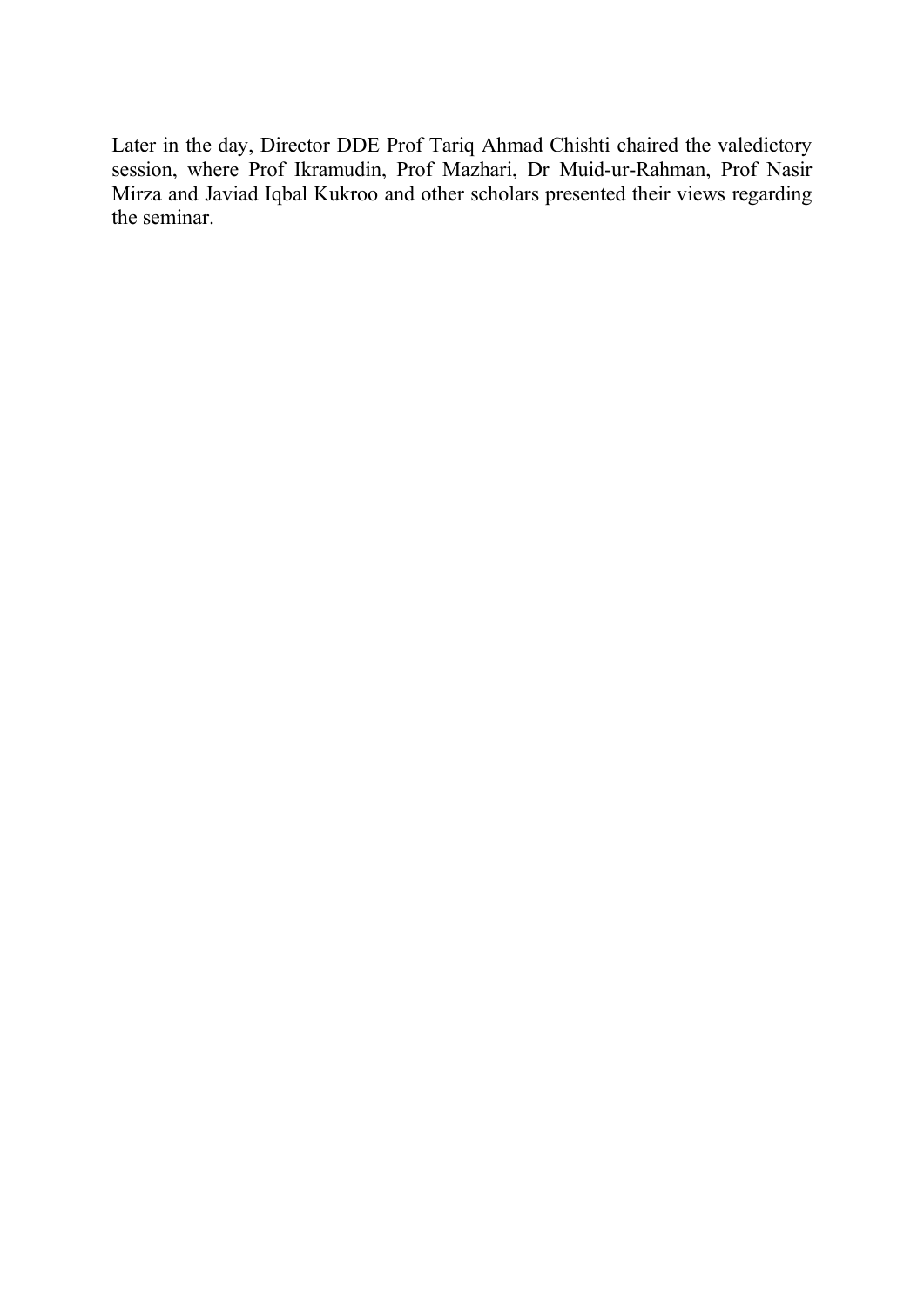Later in the day, Director DDE Prof Tariq Ahmad Chishti chaired the valedictory session, where Prof Ikramudin, Prof Mazhari, Dr Muid-ur-Rahman, Prof Nasir Mirza and Javiad Iqbal Kukroo and other scholars presented their views regarding the seminar.